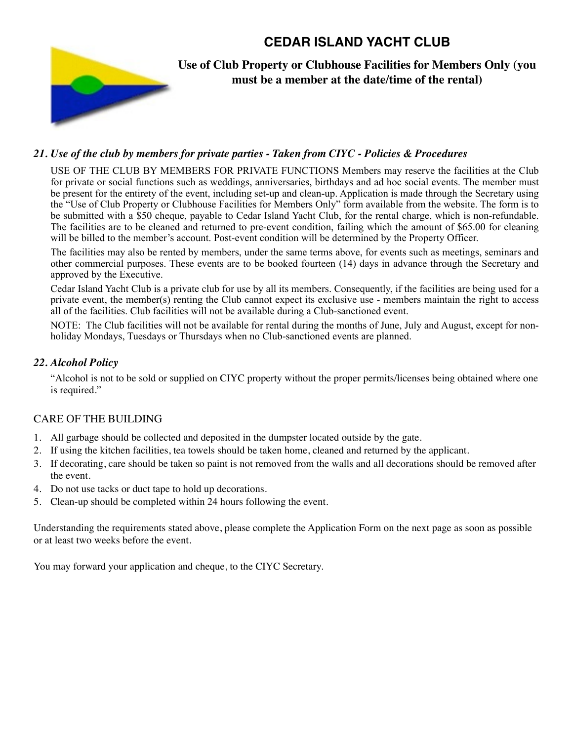# CEDAR ISLAND YACHT CLUB

## Use of Club Property or Clubhouse Facilities for Members Only (you must be a member at the date/time of the rental)

### *21. Use of the club by members for private parties - Taken from CIYC - Policies & Procedures*

USE OF THE CLUB BY MEMBERS FOR PRIVATE FUNCTIONS Members may reserve the facilities at the Club for private or social functions such as weddings, anniversaries, birthdays and ad hoc social events. The member must be present for the entirety of the event, including set-up and clean-up. Application is made through the Secretary using the "Use of Club Property or Clubhouse Facilities for Members Only" form available from the website. The form is to be submitted with a $50 cheque, payable to Cedar Island Yacht Club, for the rental charge, which is non-refundable. The facilities are to be cleaned and returned to pre-event condition, failing which the amount of $65.00 for cleaning will be billed to the member's account. Post-event condition will be determined by the Property Officer.

The facilities may also be rented by members, under the same terms above, for events such as meetings, seminars and other commercial purposes. These events are to be booked fourteen (14) days in advance through the Secretary and approved by the Executive.

Cedar Island Yacht Club is a private club for use by all its members. Consequently, if the facilities are being used for a private event, the member(s) renting the Club cannot expect its exclusive use - members maintain the right to access all of the facilities. Club facilities will not be available during a Club-sanctioned event.

NOTE: The Club facilities will not be available for rental during the months of June, July and August, except for non-holiday Mondays, Tuesdays or Thursdays when no Club-sanctioned events are planned.

### *22. Alcohol Policy*

"Alcohol is not to be sold or supplied on CIYC property without the proper permits/licenses being obtained where one is required."

### CARE OF THE BUILDING

1. All garbage should be collected and deposited in the dumpster located outside by the gate.
2. If using the kitchen facilities, tea towels should be taken home, cleaned and returned by the applicant.
3. If decorating, care should be taken so paint is not removed from the walls and all decorations should be removed after the event.
4. Do not use tacks or duct tape to hold up decorations.
5. Clean-up should be completed within 24 hours following the event.

Understanding the requirements stated above, please complete the Application Form on the next page as soon as possible or at least two weeks before the event.

You may forward your application and cheque, to the CIYC Secretary.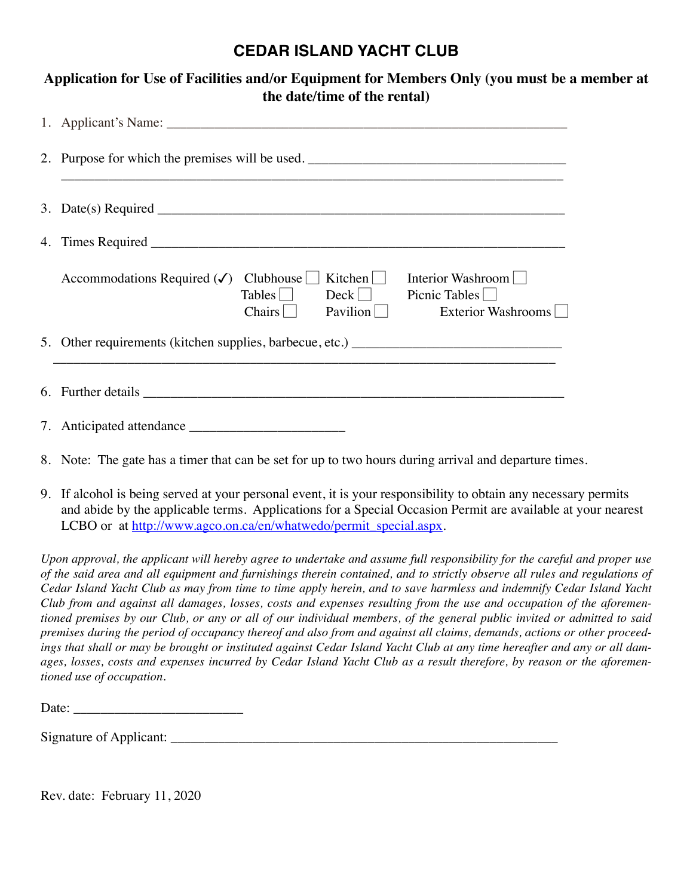# CEDAR ISLAND YACHT CLUB

**Application for Use of Facilities and/or Equipment for Members Only (you must be a member at the date/time of the rental)**

1. Applicant's Name: ___________________________________________________________

2. Purpose for which the premises will be used. _______________________________________
   ___________________________________________________________________________

3. Date(s) Required ___________________________________________________________

4. Times Required ____________________________________________________________

   Accommodations Required (✓)  Clubhouse ☐  Kitchen ☐  Interior Washroom ☐
   Tables ☐  Deck ☐  Picnic Tables ☐
   Chairs ☐  Pavilion ☐  Exterior Washrooms ☐

5. Other requirements (kitchen supplies, barbecue, etc.) _____________________________
   ___________________________________________________________________________

6. Further details _____________________________________________________________

7. Anticipated attendance ______________________

8. Note: The gate has a timer that can be set for up to two hours during arrival and departure times.

9. If alcohol is being served at your personal event, it is your responsibility to obtain any necessary permits and abide by the applicable terms. Applications for a Special Occasion Permit are available at your nearest LCBO or at [http://www.agco.on.ca/en/whatwedo/permit_special.aspx](http://www.agco.on.ca/en/whatwedo/permit_special.aspx).

*Upon approval, the applicant will hereby agree to undertake and assume full responsibility for the careful and proper use of the said area and all equipment and furnishings therein contained, and to strictly observe all rules and regulations of Cedar Island Yacht Club as may from time to time apply herein, and to save harmless and indemnify Cedar Island Yacht Club from and against all damages, losses, costs and expenses resulting from the use and occupation of the aforementioned premises by our Club, or any or all of our individual members, of the general public invited or admitted to said premises during the period of occupancy thereof and also from and against all claims, demands, actions or other proceedings that shall or may be brought or instituted against Cedar Island Yacht Club at any time hereafter and any or all damages, losses, costs and expenses incurred by Cedar Island Yacht Club as a result therefore, by reason or the aforementioned use of occupation.*

Date: ________________________

Signature of Applicant: ________________________________________________________

Rev. date: February 11, 2020